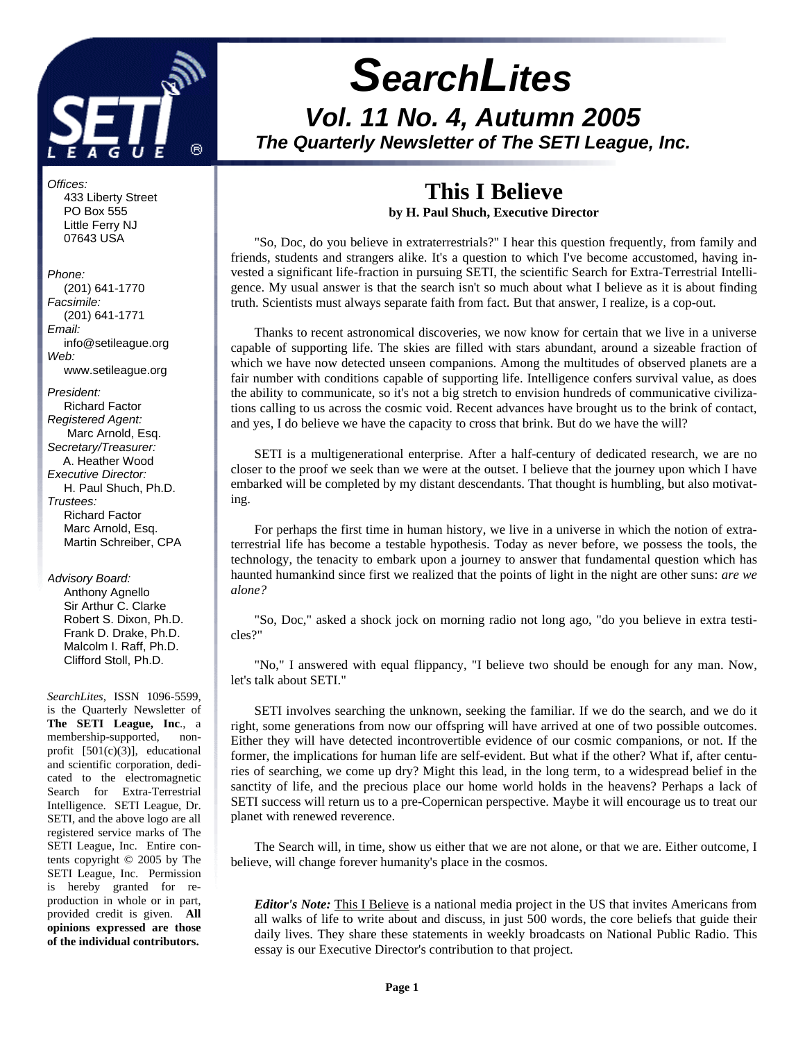# SearchLites

## Vol. 11 No. 4, Autumn 2005

### The Quarterly Newsletter of The SETI League, Inc.

*Offices:*
433 Liberty Street
PO Box 555
Little Ferry NJ
07643 USA

*Phone:*
(201) 641-1770
*Facsimile:*
(201) 641-1771
*Email:*
info@setileague.org
*Web:*
www.setileague.org

*President:*
Richard Factor
*Registered Agent:*
Marc Arnold, Esq.
*Secretary/Treasurer:*
A. Heather Wood
*Executive Director:*
H. Paul Shuch, Ph.D.
*Trustees:*
Richard Factor
Marc Arnold, Esq.
Martin Schreiber, CPA

*Advisory Board:*
Anthony Agnello
Sir Arthur C. Clarke
Robert S. Dixon, Ph.D.
Frank D. Drake, Ph.D.
Malcolm I. Raff, Ph.D.
Clifford Stoll, Ph.D.

*SearchLites*, ISSN 1096-5599, is the Quarterly Newsletter of **The SETI League, Inc**., a membership-supported, non-profit [501(c)(3)], educational and scientific corporation, dedicated to the electromagnetic Search for Extra-Terrestrial Intelligence. SETI League, Dr. SETI, and the above logo are all registered service marks of The SETI League, Inc. Entire contents copyright © 2005 by The SETI League, Inc. Permission is hereby granted for reproduction in whole or in part, provided credit is given. **All opinions expressed are those of the individual contributors.**

## This I Believe

**by H. Paul Shuch, Executive Director**

"So, Doc, do you believe in extraterrestrials?" I hear this question frequently, from family and friends, students and strangers alike. It's a question to which I've become accustomed, having invested a significant life-fraction in pursuing SETI, the scientific Search for Extra-Terrestrial Intelligence. My usual answer is that the search isn't so much about what I believe as it is about finding truth. Scientists must always separate faith from fact. But that answer, I realize, is a cop-out.

Thanks to recent astronomical discoveries, we now know for certain that we live in a universe capable of supporting life. The skies are filled with stars abundant, around a sizeable fraction of which we have now detected unseen companions. Among the multitudes of observed planets are a fair number with conditions capable of supporting life. Intelligence confers survival value, as does the ability to communicate, so it's not a big stretch to envision hundreds of communicative civilizations calling to us across the cosmic void. Recent advances have brought us to the brink of contact, and yes, I do believe we have the capacity to cross that brink. But do we have the will?

SETI is a multigenerational enterprise. After a half-century of dedicated research, we are no closer to the proof we seek than we were at the outset. I believe that the journey upon which I have embarked will be completed by my distant descendants. That thought is humbling, but also motivating.

For perhaps the first time in human history, we live in a universe in which the notion of extraterrestrial life has become a testable hypothesis. Today as never before, we possess the tools, the technology, the tenacity to embark upon a journey to answer that fundamental question which has haunted humankind since first we realized that the points of light in the night are other suns: *are we alone?*

"So, Doc," asked a shock jock on morning radio not long ago, "do you believe in extra testicles?"

"No," I answered with equal flippancy, "I believe two should be enough for any man. Now, let's talk about SETI."

SETI involves searching the unknown, seeking the familiar. If we do the search, and we do it right, some generations from now our offspring will have arrived at one of two possible outcomes. Either they will have detected incontrovertible evidence of our cosmic companions, or not. If the former, the implications for human life are self-evident. But what if the other? What if, after centuries of searching, we come up dry? Might this lead, in the long term, to a widespread belief in the sanctity of life, and the precious place our home world holds in the heavens? Perhaps a lack of SETI success will return us to a pre-Copernican perspective. Maybe it will encourage us to treat our planet with renewed reverence.

The Search will, in time, show us either that we are not alone, or that we are. Either outcome, I believe, will change forever humanity's place in the cosmos.

***Editor's Note:*** This I Believe is a national media project in the US that invites Americans from all walks of life to write about and discuss, in just 500 words, the core beliefs that guide their daily lives. They share these statements in weekly broadcasts on National Public Radio. This essay is our Executive Director's contribution to that project.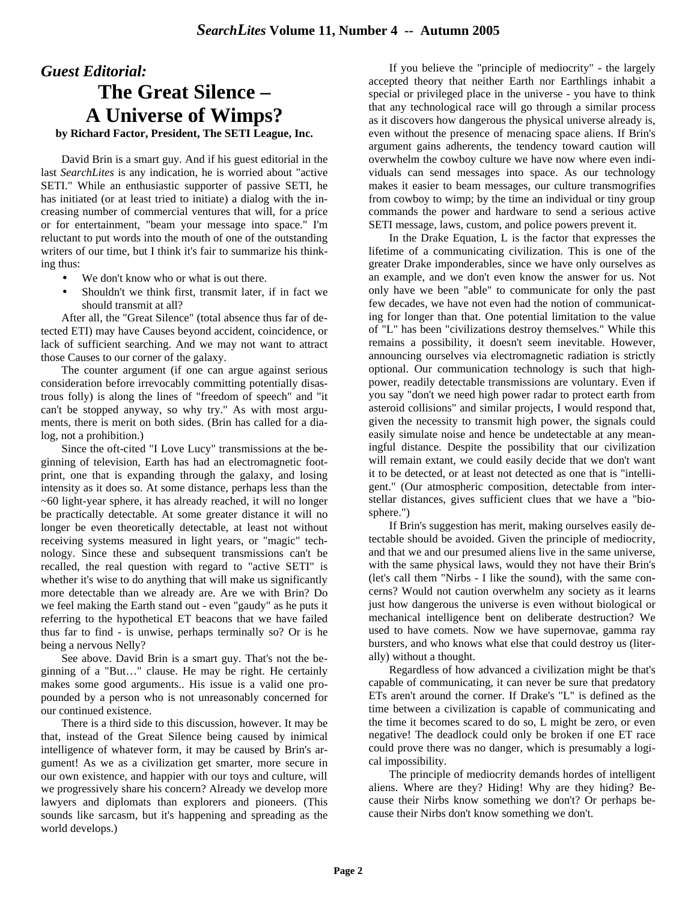*Guest Editorial:*

# The Great Silence – A Universe of Wimps?

**by Richard Factor, President, The SETI League, Inc.**

David Brin is a smart guy. And if his guest editorial in the last *SearchLites* is any indication, he is worried about "active SETI." While an enthusiastic supporter of passive SETI, he has initiated (or at least tried to initiate) a dialog with the increasing number of commercial ventures that will, for a price or for entertainment, "beam your message into space." I'm reluctant to put words into the mouth of one of the outstanding writers of our time, but I think it's fair to summarize his thinking thus:

- We don't know who or what is out there.
- Shouldn't we think first, transmit later, if in fact we should transmit at all?

After all, the "Great Silence" (total absence thus far of detected ETI) may have Causes beyond accident, coincidence, or lack of sufficient searching. And we may not want to attract those Causes to our corner of the galaxy.

The counter argument (if one can argue against serious consideration before irrevocably committing potentially disastrous folly) is along the lines of "freedom of speech" and "it can't be stopped anyway, so why try." As with most arguments, there is merit on both sides. (Brin has called for a dialog, not a prohibition.)

Since the oft-cited "I Love Lucy" transmissions at the beginning of television, Earth has had an electromagnetic footprint, one that is expanding through the galaxy, and losing intensity as it does so. At some distance, perhaps less than the ~60 light-year sphere, it has already reached, it will no longer be practically detectable. At some greater distance it will no longer be even theoretically detectable, at least not without receiving systems measured in light years, or "magic" technology. Since these and subsequent transmissions can't be recalled, the real question with regard to "active SETI" is whether it's wise to do anything that will make us significantly more detectable than we already are. Are we with Brin? Do we feel making the Earth stand out - even "gaudy" as he puts it referring to the hypothetical ET beacons that we have failed thus far to find - is unwise, perhaps terminally so? Or is he being a nervous Nelly?

See above. David Brin is a smart guy. That's not the beginning of a "But…" clause. He may be right. He certainly makes some good arguments.. His issue is a valid one propounded by a person who is not unreasonably concerned for our continued existence.

There is a third side to this discussion, however. It may be that, instead of the Great Silence being caused by inimical intelligence of whatever form, it may be caused by Brin's argument! As we as a civilization get smarter, more secure in our own existence, and happier with our toys and culture, will we progressively share his concern? Already we develop more lawyers and diplomats than explorers and pioneers. (This sounds like sarcasm, but it's happening and spreading as the world develops.)

If you believe the "principle of mediocrity" - the largely accepted theory that neither Earth nor Earthlings inhabit a special or privileged place in the universe - you have to think that any technological race will go through a similar process as it discovers how dangerous the physical universe already is, even without the presence of menacing space aliens. If Brin's argument gains adherents, the tendency toward caution will overwhelm the cowboy culture we have now where even individuals can send messages into space. As our technology makes it easier to beam messages, our culture transmogrifies from cowboy to wimp; by the time an individual or tiny group commands the power and hardware to send a serious active SETI message, laws, custom, and police powers prevent it.

In the Drake Equation, L is the factor that expresses the lifetime of a communicating civilization. This is one of the greater Drake imponderables, since we have only ourselves as an example, and we don't even know the answer for us. Not only have we been "able" to communicate for only the past few decades, we have not even had the notion of communicating for longer than that. One potential limitation to the value of "L" has been "civilizations destroy themselves." While this remains a possibility, it doesn't seem inevitable. However, announcing ourselves via electromagnetic radiation is strictly optional. Our communication technology is such that high-power, readily detectable transmissions are voluntary. Even if you say "don't we need high power radar to protect earth from asteroid collisions" and similar projects, I would respond that, given the necessity to transmit high power, the signals could easily simulate noise and hence be undetectable at any meaningful distance. Despite the possibility that our civilization will remain extant, we could easily decide that we don't want it to be detected, or at least not detected as one that is "intelligent." (Our atmospheric composition, detectable from interstellar distances, gives sufficient clues that we have a "biosphere.")

If Brin's suggestion has merit, making ourselves easily detectable should be avoided. Given the principle of mediocrity, and that we and our presumed aliens live in the same universe, with the same physical laws, would they not have their Brin's (let's call them "Nirbs - I like the sound), with the same concerns? Would not caution overwhelm any society as it learns just how dangerous the universe is even without biological or mechanical intelligence bent on deliberate destruction? We used to have comets. Now we have supernovae, gamma ray bursters, and who knows what else that could destroy us (literally) without a thought.

Regardless of how advanced a civilization might be that's capable of communicating, it can never be sure that predatory ETs aren't around the corner. If Drake's "L" is defined as the time between a civilization is capable of communicating and the time it becomes scared to do so, L might be zero, or even negative! The deadlock could only be broken if one ET race could prove there was no danger, which is presumably a logical impossibility.

The principle of mediocrity demands hordes of intelligent aliens. Where are they? Hiding! Why are they hiding? Because their Nirbs know something we don't? Or perhaps because their Nirbs don't know something we don't.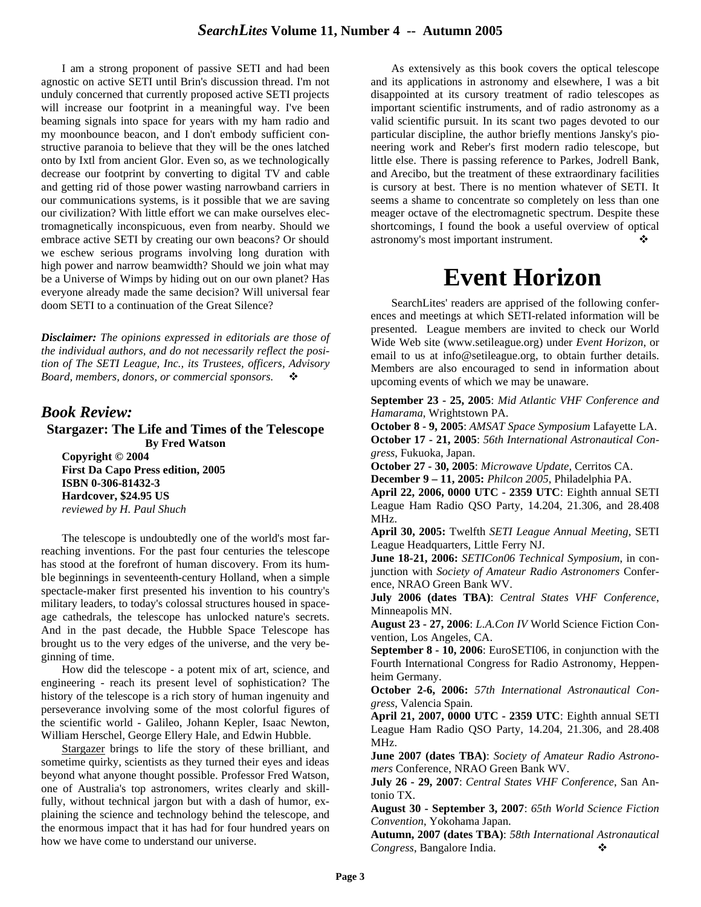I am a strong proponent of passive SETI and had been agnostic on active SETI until Brin's discussion thread. I'm not unduly concerned that currently proposed active SETI projects will increase our footprint in a meaningful way. I've been beaming signals into space for years with my ham radio and my moonbounce beacon, and I don't embody sufficient constructive paranoia to believe that they will be the ones latched onto by Ixtl from ancient Glor. Even so, as we technologically decrease our footprint by converting to digital TV and cable and getting rid of those power wasting narrowband carriers in our communications systems, is it possible that we are saving our civilization? With little effort we can make ourselves electromagnetically inconspicuous, even from nearby. Should we embrace active SETI by creating our own beacons? Or should we eschew serious programs involving long duration with high power and narrow beamwidth? Should we join what may be a Universe of Wimps by hiding out on our own planet? Has everyone already made the same decision? Will universal fear doom SETI to a continuation of the Great Silence?

***Disclaimer:*** *The opinions expressed in editorials are those of the individual authors, and do not necessarily reflect the position of The SETI League, Inc., its Trustees, officers, Advisory Board, members, donors, or commercial sponsors.* ❖

## *Book Review:*

### Stargazer: The Life and Times of the Telescope

**By Fred Watson**

**Copyright © 2004**
**First Da Capo Press edition, 2005**
**ISBN 0-306-81432-3**
**Hardcover, $24.95 US**
*reviewed by H. Paul Shuch*

The telescope is undoubtedly one of the world's most far-reaching inventions. For the past four centuries the telescope has stood at the forefront of human discovery. From its humble beginnings in seventeenth-century Holland, when a simple spectacle-maker first presented his invention to his country's military leaders, to today's colossal structures housed in space-age cathedrals, the telescope has unlocked nature's secrets. And in the past decade, the Hubble Space Telescope has brought us to the very edges of the universe, and the very beginning of time.

How did the telescope - a potent mix of art, science, and engineering - reach its present level of sophistication? The history of the telescope is a rich story of human ingenuity and perseverance involving some of the most colorful figures of the scientific world - Galileo, Johann Kepler, Isaac Newton, William Herschel, George Ellery Hale, and Edwin Hubble.

Stargazer brings to life the story of these brilliant, and sometime quirky, scientists as they turned their eyes and ideas beyond what anyone thought possible. Professor Fred Watson, one of Australia's top astronomers, writes clearly and skillfully, without technical jargon but with a dash of humor, explaining the science and technology behind the telescope, and the enormous impact that it has had for four hundred years on how we have come to understand our universe.

As extensively as this book covers the optical telescope and its applications in astronomy and elsewhere, I was a bit disappointed at its cursory treatment of radio telescopes as important scientific instruments, and of radio astronomy as a valid scientific pursuit. In its scant two pages devoted to our particular discipline, the author briefly mentions Jansky's pioneering work and Reber's first modern radio telescope, but little else. There is passing reference to Parkes, Jodrell Bank, and Arecibo, but the treatment of these extraordinary facilities is cursory at best. There is no mention whatever of SETI. It seems a shame to concentrate so completely on less than one meager octave of the electromagnetic spectrum. Despite these shortcomings, I found the book a useful overview of optical astronomy's most important instrument. ❖

# Event Horizon

SearchLites' readers are apprised of the following conferences and meetings at which SETI-related information will be presented. League members are invited to check our World Wide Web site (www.setileague.org) under *Event Horizon*, or email to us at info@setileague.org, to obtain further details. Members are also encouraged to send in information about upcoming events of which we may be unaware.

**September 23 - 25, 2005**: *Mid Atlantic VHF Conference and Hamarama*, Wrightstown PA.

**October 8 - 9, 2005**: *AMSAT Space Symposium* Lafayette LA.

**October 17 - 21, 2005**: *56th International Astronautical Congress*, Fukuoka, Japan.

**October 27 - 30, 2005**: *Microwave Update*, Cerritos CA.

**December 9 – 11, 2005:** *Philcon 2005*, Philadelphia PA.

**April 22, 2006, 0000 UTC - 2359 UTC**: Eighth annual SETI League Ham Radio QSO Party, 14.204, 21.306, and 28.408 MHz.

**April 30, 2005:** Twelfth *SETI League Annual Meeting*, SETI League Headquarters, Little Ferry NJ.

**June 18-21, 2006:** *SETICon06 Technical Symposium*, in conjunction with *Society of Amateur Radio Astronomers* Conference, NRAO Green Bank WV.

**July 2006 (dates TBA)**: *Central States VHF Conference*, Minneapolis MN.

**August 23 - 27, 2006**: *L.A.Con IV* World Science Fiction Convention, Los Angeles, CA.

**September 8 - 10, 2006**: EuroSETI06, in conjunction with the Fourth International Congress for Radio Astronomy, Heppenheim Germany.

**October 2-6, 2006:** *57th International Astronautical Congress*, Valencia Spain.

**April 21, 2007, 0000 UTC - 2359 UTC**: Eighth annual SETI League Ham Radio QSO Party, 14.204, 21.306, and 28.408 MHz.

**June 2007 (dates TBA)**: *Society of Amateur Radio Astronomers* Conference, NRAO Green Bank WV.

**July 26 - 29, 2007**: *Central States VHF Conference*, San Antonio TX.

**August 30 - September 3, 2007**: *65th World Science Fiction Convention*, Yokohama Japan.

**Autumn, 2007 (dates TBA)**: *58th International Astronautical Congress*, Bangalore India. ❖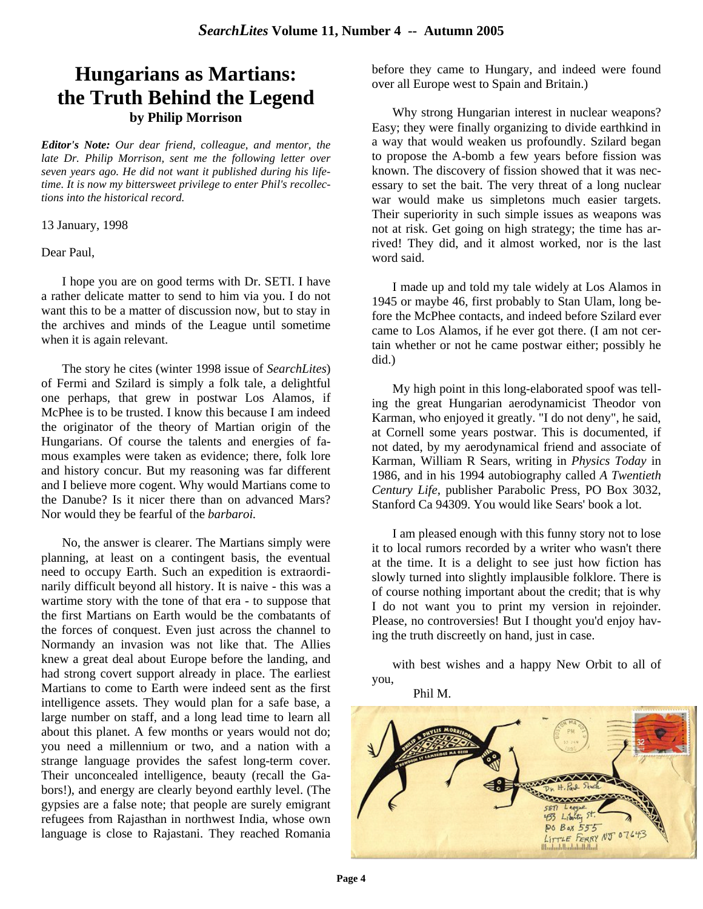# Hungarians as Martians: the Truth Behind the Legend

**by Philip Morrison**

***Editor's Note:*** *Our dear friend, colleague, and mentor, the late Dr. Philip Morrison, sent me the following letter over seven years ago. He did not want it published during his lifetime. It is now my bittersweet privilege to enter Phil's recollections into the historical record.*

13 January, 1998

Dear Paul,

I hope you are on good terms with Dr. SETI. I have a rather delicate matter to send to him via you. I do not want this to be a matter of discussion now, but to stay in the archives and minds of the League until sometime when it is again relevant.

The story he cites (winter 1998 issue of *SearchLites*) of Fermi and Szilard is simply a folk tale, a delightful one perhaps, that grew in postwar Los Alamos, if McPhee is to be trusted. I know this because I am indeed the originator of the theory of Martian origin of the Hungarians. Of course the talents and energies of famous examples were taken as evidence; there, folk lore and history concur. But my reasoning was far different and I believe more cogent. Why would Martians come to the Danube? Is it nicer there than on advanced Mars? Nor would they be fearful of the *barbaroi.*

No, the answer is clearer. The Martians simply were planning, at least on a contingent basis, the eventual need to occupy Earth. Such an expedition is extraordinarily difficult beyond all history. It is naive - this was a wartime story with the tone of that era - to suppose that the first Martians on Earth would be the combatants of the forces of conquest. Even just across the channel to Normandy an invasion was not like that. The Allies knew a great deal about Europe before the landing, and had strong covert support already in place. The earliest Martians to come to Earth were indeed sent as the first intelligence assets. They would plan for a safe base, a large number on staff, and a long lead time to learn all about this planet. A few months or years would not do; you need a millennium or two, and a nation with a strange language provides the safest long-term cover. Their unconcealed intelligence, beauty (recall the Gabors!), and energy are clearly beyond earthly level. (The gypsies are a false note; that people are surely emigrant refugees from Rajasthan in northwest India, whose own language is close to Rajastani. They reached Romania before they came to Hungary, and indeed were found over all Europe west to Spain and Britain.)

Why strong Hungarian interest in nuclear weapons? Easy; they were finally organizing to divide earthkind in a way that would weaken us profoundly. Szilard began to propose the A-bomb a few years before fission was known. The discovery of fission showed that it was necessary to set the bait. The very threat of a long nuclear war would make us simpletons much easier targets. Their superiority in such simple issues as weapons was not at risk. Get going on high strategy; the time has arrived! They did, and it almost worked, nor is the last word said.

I made up and told my tale widely at Los Alamos in 1945 or maybe 46, first probably to Stan Ulam, long before the McPhee contacts, and indeed before Szilard ever came to Los Alamos, if he ever got there. (I am not certain whether or not he came postwar either; possibly he did.)

My high point in this long-elaborated spoof was telling the great Hungarian aerodynamicist Theodor von Karman, who enjoyed it greatly. "I do not deny", he said, at Cornell some years postwar. This is documented, if not dated, by my aerodynamical friend and associate of Karman, William R Sears, writing in *Physics Today* in 1986, and in his 1994 autobiography called *A Twentieth Century Life*, publisher Parabolic Press, PO Box 3032, Stanford Ca 94309. You would like Sears' book a lot.

I am pleased enough with this funny story not to lose it to local rumors recorded by a writer who wasn't there at the time. It is a delight to see just how fiction has slowly turned into slightly implausible folklore. There is of course nothing important about the credit; that is why I do not want you to print my version in rejoinder. Please, no controversies! But I thought you'd enjoy having the truth discreetly on hand, just in case.

with best wishes and a happy New Orbit to all of you,

Phil M.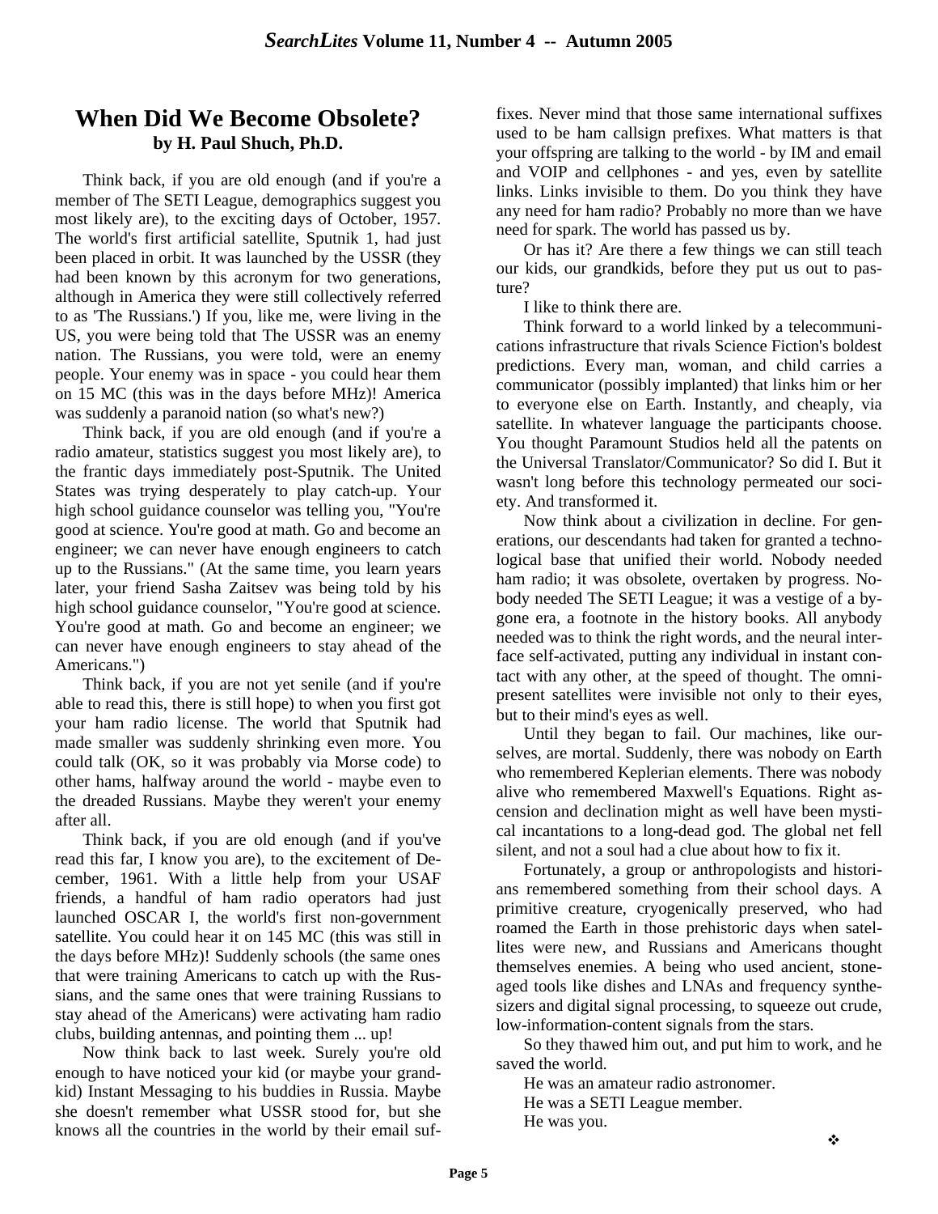## When Did We Become Obsolete?

**by H. Paul Shuch, Ph.D.**

Think back, if you are old enough (and if you're a member of The SETI League, demographics suggest you most likely are), to the exciting days of October, 1957. The world's first artificial satellite, Sputnik 1, had just been placed in orbit. It was launched by the USSR (they had been known by this acronym for two generations, although in America they were still collectively referred to as 'The Russians.') If you, like me, were living in the US, you were being told that The USSR was an enemy nation. The Russians, you were told, were an enemy people. Your enemy was in space - you could hear them on 15 MC (this was in the days before MHz)! America was suddenly a paranoid nation (so what's new?)

Think back, if you are old enough (and if you're a radio amateur, statistics suggest you most likely are), to the frantic days immediately post-Sputnik. The United States was trying desperately to play catch-up. Your high school guidance counselor was telling you, "You're good at science. You're good at math. Go and become an engineer; we can never have enough engineers to catch up to the Russians." (At the same time, you learn years later, your friend Sasha Zaitsev was being told by his high school guidance counselor, "You're good at science. You're good at math. Go and become an engineer; we can never have enough engineers to stay ahead of the Americans.")

Think back, if you are not yet senile (and if you're able to read this, there is still hope) to when you first got your ham radio license. The world that Sputnik had made smaller was suddenly shrinking even more. You could talk (OK, so it was probably via Morse code) to other hams, halfway around the world - maybe even to the dreaded Russians. Maybe they weren't your enemy after all.

Think back, if you are old enough (and if you've read this far, I know you are), to the excitement of December, 1961. With a little help from your USAF friends, a handful of ham radio operators had just launched OSCAR I, the world's first non-government satellite. You could hear it on 145 MC (this was still in the days before MHz)! Suddenly schools (the same ones that were training Americans to catch up with the Russians, and the same ones that were training Russians to stay ahead of the Americans) were activating ham radio clubs, building antennas, and pointing them ... up!

Now think back to last week. Surely you're old enough to have noticed your kid (or maybe your grandkid) Instant Messaging to his buddies in Russia. Maybe she doesn't remember what USSR stood for, but she knows all the countries in the world by their email suffixes. Never mind that those same international suffixes used to be ham callsign prefixes. What matters is that your offspring are talking to the world - by IM and email and VOIP and cellphones - and yes, even by satellite links. Links invisible to them. Do you think they have any need for ham radio? Probably no more than we have need for spark. The world has passed us by.

Or has it? Are there a few things we can still teach our kids, our grandkids, before they put us out to pasture?

I like to think there are.

Think forward to a world linked by a telecommunications infrastructure that rivals Science Fiction's boldest predictions. Every man, woman, and child carries a communicator (possibly implanted) that links him or her to everyone else on Earth. Instantly, and cheaply, via satellite. In whatever language the participants choose. You thought Paramount Studios held all the patents on the Universal Translator/Communicator? So did I. But it wasn't long before this technology permeated our society. And transformed it.

Now think about a civilization in decline. For generations, our descendants had taken for granted a technological base that unified their world. Nobody needed ham radio; it was obsolete, overtaken by progress. Nobody needed The SETI League; it was a vestige of a bygone era, a footnote in the history books. All anybody needed was to think the right words, and the neural interface self-activated, putting any individual in instant contact with any other, at the speed of thought. The omnipresent satellites were invisible not only to their eyes, but to their mind's eyes as well.

Until they began to fail. Our machines, like ourselves, are mortal. Suddenly, there was nobody on Earth who remembered Keplerian elements. There was nobody alive who remembered Maxwell's Equations. Right ascension and declination might as well have been mystical incantations to a long-dead god. The global net fell silent, and not a soul had a clue about how to fix it.

Fortunately, a group or anthropologists and historians remembered something from their school days. A primitive creature, cryogenically preserved, who had roamed the Earth in those prehistoric days when satellites were new, and Russians and Americans thought themselves enemies. A being who used ancient, stone-aged tools like dishes and LNAs and frequency synthesizers and digital signal processing, to squeeze out crude, low-information-content signals from the stars.

So they thawed him out, and put him to work, and he saved the world.

He was an amateur radio astronomer.

He was a SETI League member.

He was you.

❖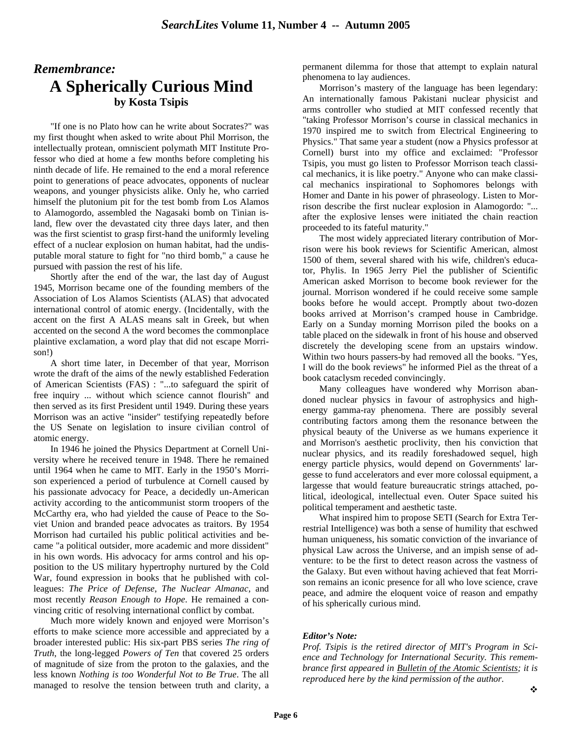## *Remembrance:*

# A Spherically Curious Mind

### by Kosta Tsipis

"If one is no Plato how can he write about Socrates?" was my first thought when asked to write about Phil Morrison, the intellectually protean, omniscient polymath MIT Institute Professor who died at home a few months before completing his ninth decade of life. He remained to the end a moral reference point to generations of peace advocates, opponents of nuclear weapons, and younger physicists alike. Only he, who carried himself the plutonium pit for the test bomb from Los Alamos to Alamogordo, assembled the Nagasaki bomb on Tinian island, flew over the devastated city three days later, and then was the first scientist to grasp first-hand the uniformly leveling effect of a nuclear explosion on human habitat, had the undisputable moral stature to fight for "no third bomb," a cause he pursued with passion the rest of his life.

Shortly after the end of the war, the last day of August 1945, Morrison became one of the founding members of the Association of Los Alamos Scientists (ALAS) that advocated international control of atomic energy. (Incidentally, with the accent on the first A ALAS means salt in Greek, but when accented on the second A the word becomes the commonplace plaintive exclamation, a word play that did not escape Morrison!)

A short time later, in December of that year, Morrison wrote the draft of the aims of the newly established Federation of American Scientists (FAS) : "...to safeguard the spirit of free inquiry ... without which science cannot flourish" and then served as its first President until 1949. During these years Morrison was an active "insider" testifying repeatedly before the US Senate on legislation to insure civilian control of atomic energy.

In 1946 he joined the Physics Department at Cornell University where he received tenure in 1948. There he remained until 1964 when he came to MIT. Early in the 1950's Morrison experienced a period of turbulence at Cornell caused by his passionate advocacy for Peace, a decidedly un-American activity according to the anticommunist storm troopers of the McCarthy era, who had yielded the cause of Peace to the Soviet Union and branded peace advocates as traitors. By 1954 Morrison had curtailed his public political activities and became "a political outsider, more academic and more dissident" in his own words. His advocacy for arms control and his opposition to the US military hypertrophy nurtured by the Cold War, found expression in books that he published with colleagues: *The Price of Defense*, *The Nuclear Almanac*, and most recently *Reason Enough to Hope*. He remained a convincing critic of resolving international conflict by combat.

Much more widely known and enjoyed were Morrison's efforts to make science more accessible and appreciated by a broader interested public: His six-part PBS series *The ring of Truth*, the long-legged *Powers of Ten* that covered 25 orders of magnitude of size from the proton to the galaxies, and the less known *Nothing is too Wonderful Not to Be True*. The all managed to resolve the tension between truth and clarity, a permanent dilemma for those that attempt to explain natural phenomena to lay audiences.

Morrison's mastery of the language has been legendary: An internationally famous Pakistani nuclear physicist and arms controller who studied at MIT confessed recently that "taking Professor Morrison's course in classical mechanics in 1970 inspired me to switch from Electrical Engineering to Physics." That same year a student (now a Physics professor at Cornell) burst into my office and exclaimed: "Professor Tsipis, you must go listen to Professor Morrison teach classical mechanics, it is like poetry." Anyone who can make classical mechanics inspirational to Sophomores belongs with Homer and Dante in his power of phraseology. Listen to Morrison describe the first nuclear explosion in Alamogordo: "... after the explosive lenses were initiated the chain reaction proceeded to its fateful maturity."

The most widely appreciated literary contribution of Morrison were his book reviews for Scientific American, almost 1500 of them, several shared with his wife, children's educator, Phylis. In 1965 Jerry Piel the publisher of Scientific American asked Morrison to become book reviewer for the journal. Morrison wondered if he could receive some sample books before he would accept. Promptly about two-dozen books arrived at Morrison's cramped house in Cambridge. Early on a Sunday morning Morrison piled the books on a table placed on the sidewalk in front of his house and observed discretely the developing scene from an upstairs window. Within two hours passers-by had removed all the books. "Yes, I will do the book reviews" he informed Piel as the threat of a book cataclysm receded convincingly.

Many colleagues have wondered why Morrison abandoned nuclear physics in favour of astrophysics and high-energy gamma-ray phenomena. There are possibly several contributing factors among them the resonance between the physical beauty of the Universe as we humans experience it and Morrison's aesthetic proclivity, then his conviction that nuclear physics, and its readily foreshadowed sequel, high energy particle physics, would depend on Governments' largesse to fund accelerators and ever more colossal equipment, a largesse that would feature bureaucratic strings attached, political, ideological, intellectual even. Outer Space suited his political temperament and aesthetic taste.

What inspired him to propose SETI (Search for Extra Terrestrial Intelligence) was both a sense of humility that eschwed human uniqueness, his somatic conviction of the invariance of physical Law across the Universe, and an impish sense of adventure: to be the first to detect reason across the vastness of the Galaxy. But even without having achieved that feat Morrison remains an iconic presence for all who love science, crave peace, and admire the eloquent voice of reason and empathy of his spherically curious mind.

***Editor's Note:***

*Prof. Tsipis is the retired director of MIT's Program in Science and Technology for International Security. This remembrance first appeared in Bulletin of the Atomic Scientists; it is reproduced here by the kind permission of the author.*

❖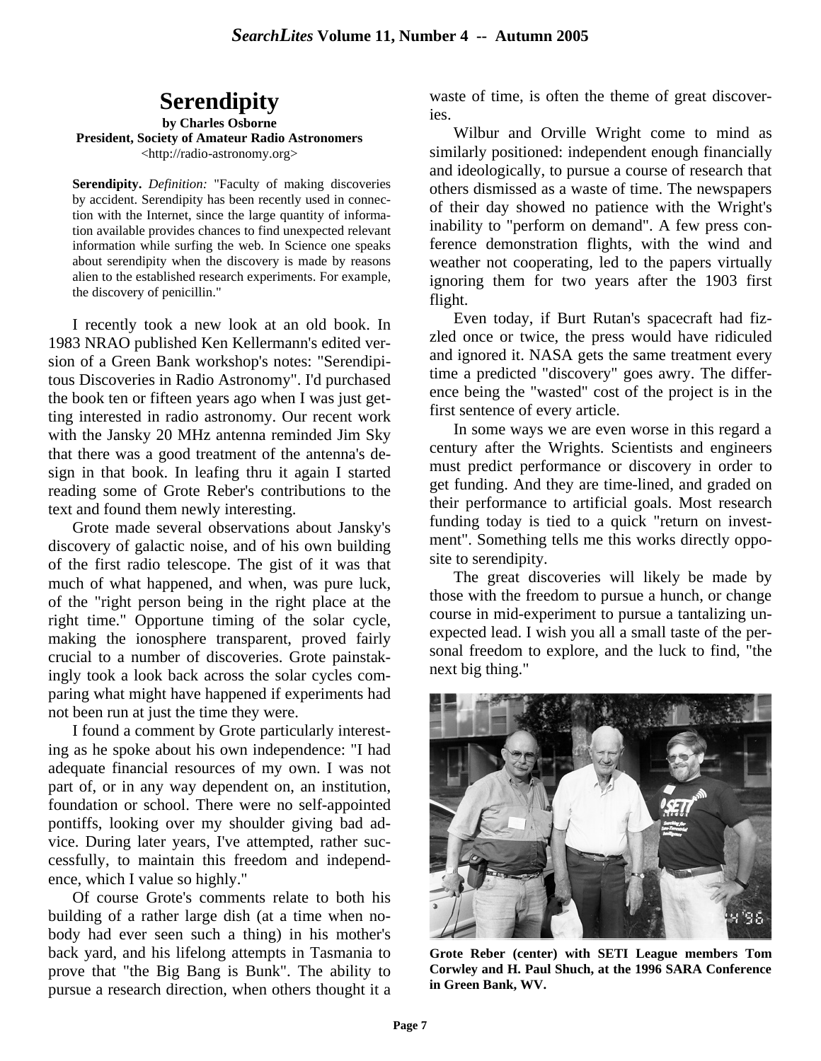# Serendipity

**by Charles Osborne**
**President, Society of Amateur Radio Astronomers**
<http://radio-astronomy.org>

**Serendipity.** *Definition:* "Faculty of making discoveries by accident. Serendipity has been recently used in connection with the Internet, since the large quantity of information available provides chances to find unexpected relevant information while surfing the web. In Science one speaks about serendipity when the discovery is made by reasons alien to the established research experiments. For example, the discovery of penicillin."

I recently took a new look at an old book. In 1983 NRAO published Ken Kellermann's edited version of a Green Bank workshop's notes: "Serendipitous Discoveries in Radio Astronomy". I'd purchased the book ten or fifteen years ago when I was just getting interested in radio astronomy. Our recent work with the Jansky 20 MHz antenna reminded Jim Sky that there was a good treatment of the antenna's design in that book. In leafing thru it again I started reading some of Grote Reber's contributions to the text and found them newly interesting.

Grote made several observations about Jansky's discovery of galactic noise, and of his own building of the first radio telescope. The gist of it was that much of what happened, and when, was pure luck, of the "right person being in the right place at the right time." Opportune timing of the solar cycle, making the ionosphere transparent, proved fairly crucial to a number of discoveries. Grote painstakingly took a look back across the solar cycles comparing what might have happened if experiments had not been run at just the time they were.

I found a comment by Grote particularly interesting as he spoke about his own independence: "I had adequate financial resources of my own. I was not part of, or in any way dependent on, an institution, foundation or school. There were no self-appointed pontiffs, looking over my shoulder giving bad advice. During later years, I've attempted, rather successfully, to maintain this freedom and independence, which I value so highly."

Of course Grote's comments relate to both his building of a rather large dish (at a time when nobody had ever seen such a thing) in his mother's back yard, and his lifelong attempts in Tasmania to prove that "the Big Bang is Bunk". The ability to pursue a research direction, when others thought it a waste of time, is often the theme of great discoveries.

Wilbur and Orville Wright come to mind as similarly positioned: independent enough financially and ideologically, to pursue a course of research that others dismissed as a waste of time. The newspapers of their day showed no patience with the Wright's inability to "perform on demand". A few press conference demonstration flights, with the wind and weather not cooperating, led to the papers virtually ignoring them for two years after the 1903 first flight.

Even today, if Burt Rutan's spacecraft had fizzled once or twice, the press would have ridiculed and ignored it. NASA gets the same treatment every time a predicted "discovery" goes awry. The difference being the "wasted" cost of the project is in the first sentence of every article.

In some ways we are even worse in this regard a century after the Wrights. Scientists and engineers must predict performance or discovery in order to get funding. And they are time-lined, and graded on their performance to artificial goals. Most research funding today is tied to a quick "return on investment". Something tells me this works directly opposite to serendipity.

The great discoveries will likely be made by those with the freedom to pursue a hunch, or change course in mid-experiment to pursue a tantalizing unexpected lead. I wish you all a small taste of the personal freedom to explore, and the luck to find, "the next big thing."

**Grote Reber (center) with SETI League members Tom Corwley and H. Paul Shuch, at the 1996 SARA Conference in Green Bank, WV.**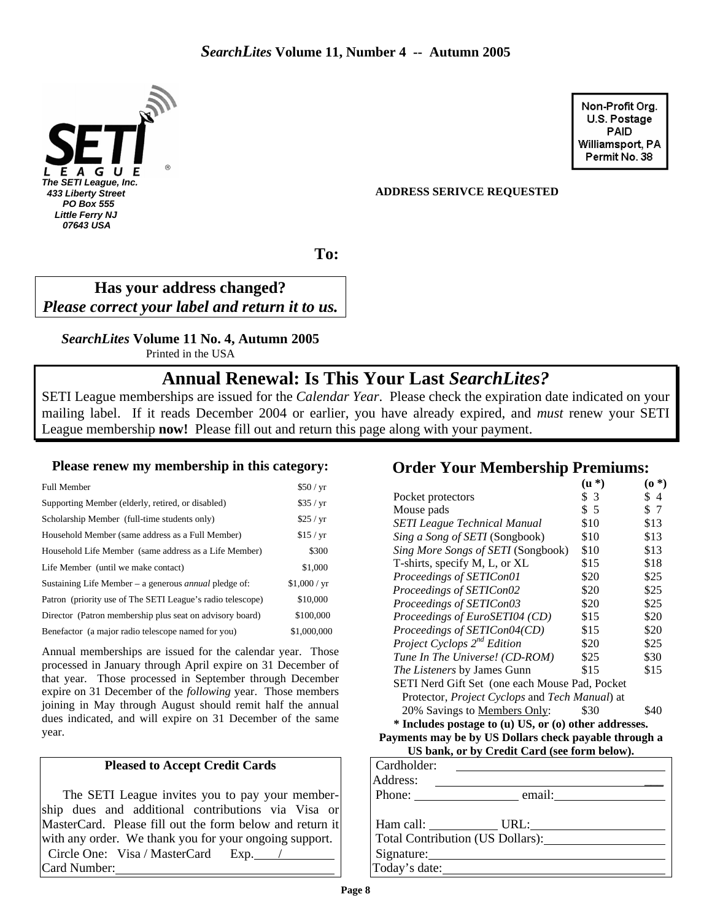***SearchLites* Volume 11, Number 4 -- Autumn 2005**

SETI LEAGUE ®

***The SETI League, Inc.***
***433 Liberty Street***
***PO Box 555***
***Little Ferry NJ***
***07643 USA***

Non-Profit Org.
U.S. Postage
PAID
Williamsport, PA
Permit No. 38

**ADDRESS SERIVCE REQUESTED**

**To:**

**Has your address changed?**
***Please correct your label and return it to us.***

***SearchLites* Volume 11 No. 4, Autumn 2005**
Printed in the USA

## Annual Renewal: Is This Your Last *SearchLites?*

SETI League memberships are issued for the *Calendar Year*. Please check the expiration date indicated on your mailing label. If it reads December 2004 or earlier, you have already expired, and *must* renew your SETI League membership **now!** Please fill out and return this page along with your payment.

### Please renew my membership in this category:

| | |
|---|---|
| Full Member | $50 / yr |
| Supporting Member (elderly, retired, or disabled) | $35 / yr |
| Scholarship Member (full-time students only) | $25 / yr |
| Household Member (same address as a Full Member) | $15 / yr |
| Household Life Member (same address as a Life Member) | $300 |
| Life Member (until we make contact) | $1,000 |
| Sustaining Life Member – a generous *annual* pledge of: | $1,000 / yr |
| Patron (priority use of The SETI League's radio telescope) | $10,000 |
| Director (Patron membership plus seat on advisory board) | $100,000 |
| Benefactor (a major radio telescope named for you) | $1,000,000 |

Annual memberships are issued for the calendar year. Those processed in January through April expire on 31 December of that year. Those processed in September through December expire on 31 December of the *following* year. Those members joining in May through August should remit half the annual dues indicated, and will expire on 31 December of the same year.

**Pleased to Accept Credit Cards**

The SETI League invites you to pay your membership dues and additional contributions via Visa or MasterCard. Please fill out the form below and return it with any order. We thank you for your ongoing support.

Circle One: Visa / MasterCard Exp.____/________

Card Number:______________________________

## Order Your Membership Premiums:

| | (u *) | (o *) |
|---|---|---|
| Pocket protectors | $ 3 | $ 4 |
| Mouse pads | $ 5 | $ 7 |
| *SETI League Technical Manual* | $10 | $13 |
| *Sing a Song of SETI* (Songbook) | $10 | $13 |
| *Sing More Songs of SETI* (Songbook) | $10 | $13 |
| T-shirts, specify M, L, or XL | $15 | $18 |
| *Proceedings of SETICon01* | $20 | $25 |
| *Proceedings of SETICon02* | $20 | $25 |
| *Proceedings of SETICon03* | $20 | $25 |
| *Proceedings of EuroSETI04 (CD)* | $15 | $20 |
| *Proceedings of SETICon04(CD)* | $15 | $20 |
| *Project Cyclops 2nd Edition* | $20 | $25 |
| *Tune In The Universe! (CD-ROM)* | $25 | $30 |
| *The Listeners* by James Gunn | $15 | $15 |
| SETI Nerd Gift Set (one each Mouse Pad, Pocket Protector, *Project Cyclops* and *Tech Manual*) at 20% Savings to Members Only: | $30 | $40 |

**\* Includes postage to (u) US, or (o) other addresses.**

**Payments may be by US Dollars check payable through a US bank, or by Credit Card (see form below).**

Cardholder: ______________________________

Address: ______________________________

Phone: ______________ email: ______________

Ham call: __________ URL: ______________

Total Contribution (US Dollars): ______________

Signature: ______________________________

Today's date: ______________________________